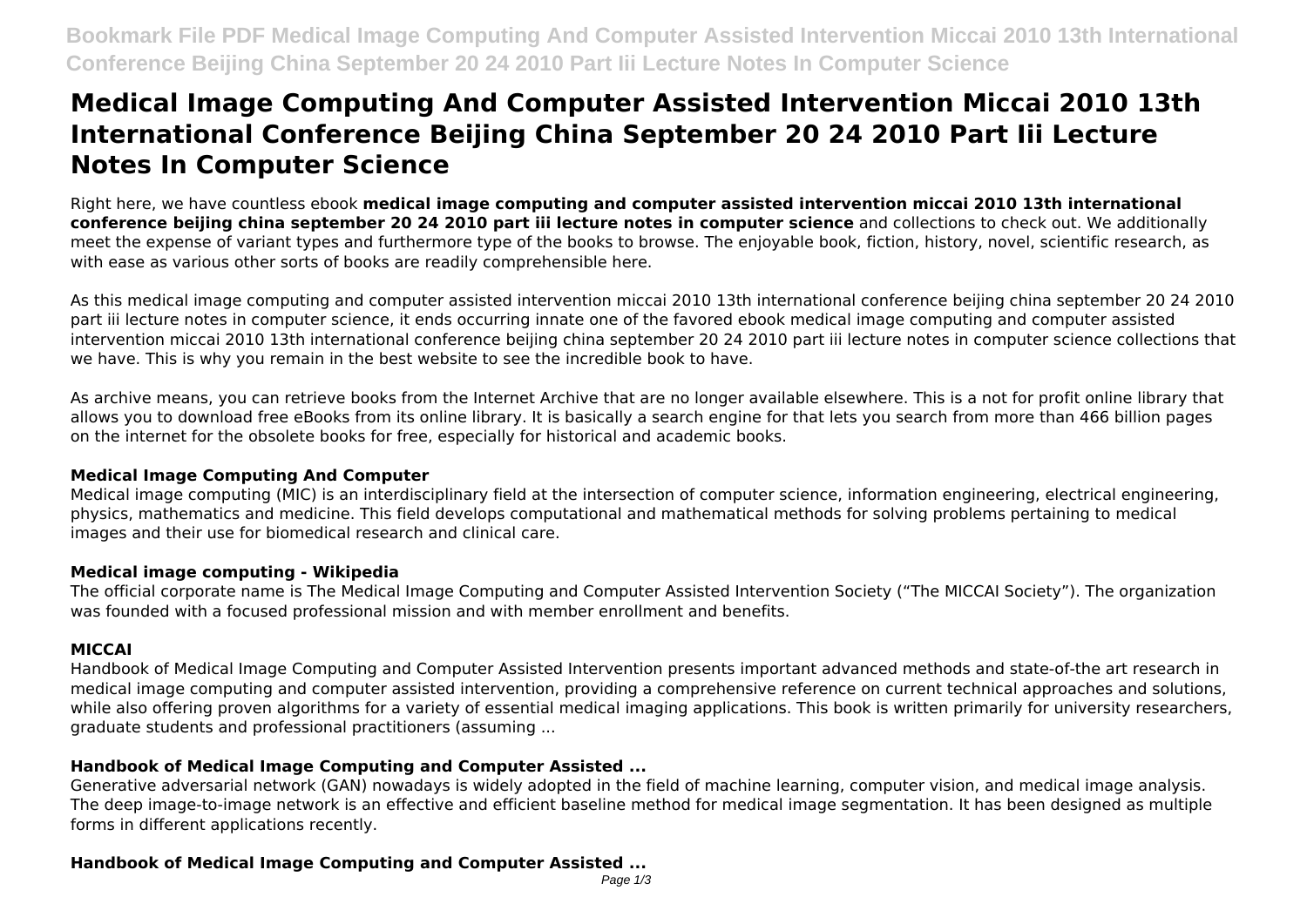# Medical Image Computing And Computer Assisted Intervention Miccai 2010 13th International Conference Beijing China September 20 24 2010 Part Iii Lecture Notes In Computer Science

Right here, we have countless ebook **medical image computing and computer assisted intervention miccai 2010 13th international conference beijing china september 20 24 2010 part iii lecture notes in computer science** and collections to check out. We additionally meet the expense of variant types and furthermore type of the books to browse. The enjoyable book, fiction, history, novel, scientific research, as with ease as various other sorts of books are readily comprehensible here.

As this medical image computing and computer assisted intervention miccai 2010 13th international conference beijing china september 20 24 2010 part iii lecture notes in computer science, it ends occurring innate one of the favored ebook medical image computing and computer assisted intervention miccai 2010 13th international conference beijing china september 20 24 2010 part iii lecture notes in computer science collections that we have. This is why you remain in the best website to see the incredible book to have.

As archive means, you can retrieve books from the Internet Archive that are no longer available elsewhere. This is a not for profit online library that allows you to download free eBooks from its online library. It is basically a search engine for that lets you search from more than 466 billion pages on the internet for the obsolete books for free, especially for historical and academic books.

### Medical Image Computing And Computer

Medical image computing (MIC) is an interdisciplinary field at the intersection of computer science, information engineering, electrical engineering, physics, mathematics and medicine. This field develops computational and mathematical methods for solving problems pertaining to medical images and their use for biomedical research and clinical care.

### Medical image computing - Wikipedia

The official corporate name is The Medical Image Computing and Computer Assisted Intervention Society ("The MICCAI Society"). The organization was founded with a focused professional mission and with member enrollment and benefits.

### MICCAI

Handbook of Medical Image Computing and Computer Assisted Intervention presents important advanced methods and state-of-the art research in medical image computing and computer assisted intervention, providing a comprehensive reference on current technical approaches and solutions, while also offering proven algorithms for a variety of essential medical imaging applications. This book is written primarily for university researchers, graduate students and professional practitioners (assuming ...

### Handbook of Medical Image Computing and Computer Assisted ...

Generative adversarial network (GAN) nowadays is widely adopted in the field of machine learning, computer vision, and medical image analysis. The deep image-to-image network is an effective and efficient baseline method for medical image segmentation. It has been designed as multiple forms in different applications recently.

### Handbook of Medical Image Computing and Computer Assisted ...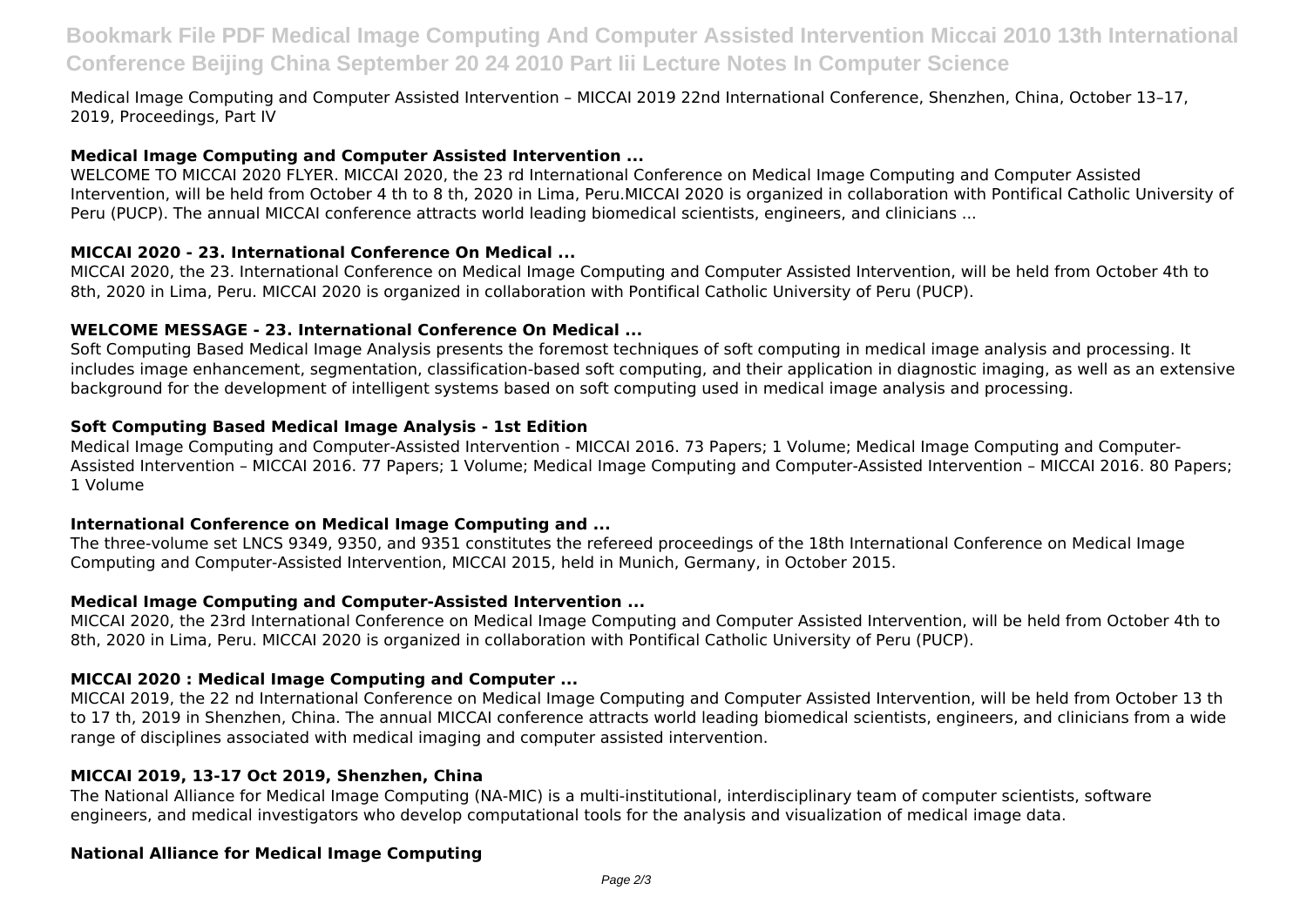Medical Image Computing and Computer Assisted Intervention – MICCAI 2019 22nd International Conference, Shenzhen, China, October 13–17, 2019, Proceedings, Part IV

**Medical Image Computing and Computer Assisted Intervention ...**

WELCOME TO MICCAI 2020 FLYER. MICCAI 2020, the 23 rd International Conference on Medical Image Computing and Computer Assisted Intervention, will be held from October 4 th to 8 th, 2020 in Lima, Peru.MICCAI 2020 is organized in collaboration with Pontifical Catholic University of Peru (PUCP). The annual MICCAI conference attracts world leading biomedical scientists, engineers, and clinicians ...

**MICCAI 2020 - 23. International Conference On Medical ...**

MICCAI 2020, the 23. International Conference on Medical Image Computing and Computer Assisted Intervention, will be held from October 4th to 8th, 2020 in Lima, Peru. MICCAI 2020 is organized in collaboration with Pontifical Catholic University of Peru (PUCP).

**WELCOME MESSAGE - 23. International Conference On Medical ...**

Soft Computing Based Medical Image Analysis presents the foremost techniques of soft computing in medical image analysis and processing. It includes image enhancement, segmentation, classification-based soft computing, and their application in diagnostic imaging, as well as an extensive background for the development of intelligent systems based on soft computing used in medical image analysis and processing.

**Soft Computing Based Medical Image Analysis - 1st Edition**

Medical Image Computing and Computer-Assisted Intervention - MICCAI 2016. 73 Papers; 1 Volume; Medical Image Computing and Computer-Assisted Intervention – MICCAI 2016. 77 Papers; 1 Volume; Medical Image Computing and Computer-Assisted Intervention – MICCAI 2016. 80 Papers; 1 Volume

**International Conference on Medical Image Computing and ...**

The three-volume set LNCS 9349, 9350, and 9351 constitutes the refereed proceedings of the 18th International Conference on Medical Image Computing and Computer-Assisted Intervention, MICCAI 2015, held in Munich, Germany, in October 2015.

**Medical Image Computing and Computer-Assisted Intervention ...**

MICCAI 2020, the 23rd International Conference on Medical Image Computing and Computer Assisted Intervention, will be held from October 4th to 8th, 2020 in Lima, Peru. MICCAI 2020 is organized in collaboration with Pontifical Catholic University of Peru (PUCP).

**MICCAI 2020 : Medical Image Computing and Computer ...**

MICCAI 2019, the 22 nd International Conference on Medical Image Computing and Computer Assisted Intervention, will be held from October 13 th to 17 th, 2019 in Shenzhen, China. The annual MICCAI conference attracts world leading biomedical scientists, engineers, and clinicians from a wide range of disciplines associated with medical imaging and computer assisted intervention.

**MICCAI 2019, 13-17 Oct 2019, Shenzhen, China**

The National Alliance for Medical Image Computing (NA-MIC) is a multi-institutional, interdisciplinary team of computer scientists, software engineers, and medical investigators who develop computational tools for the analysis and visualization of medical image data.

**National Alliance for Medical Image Computing**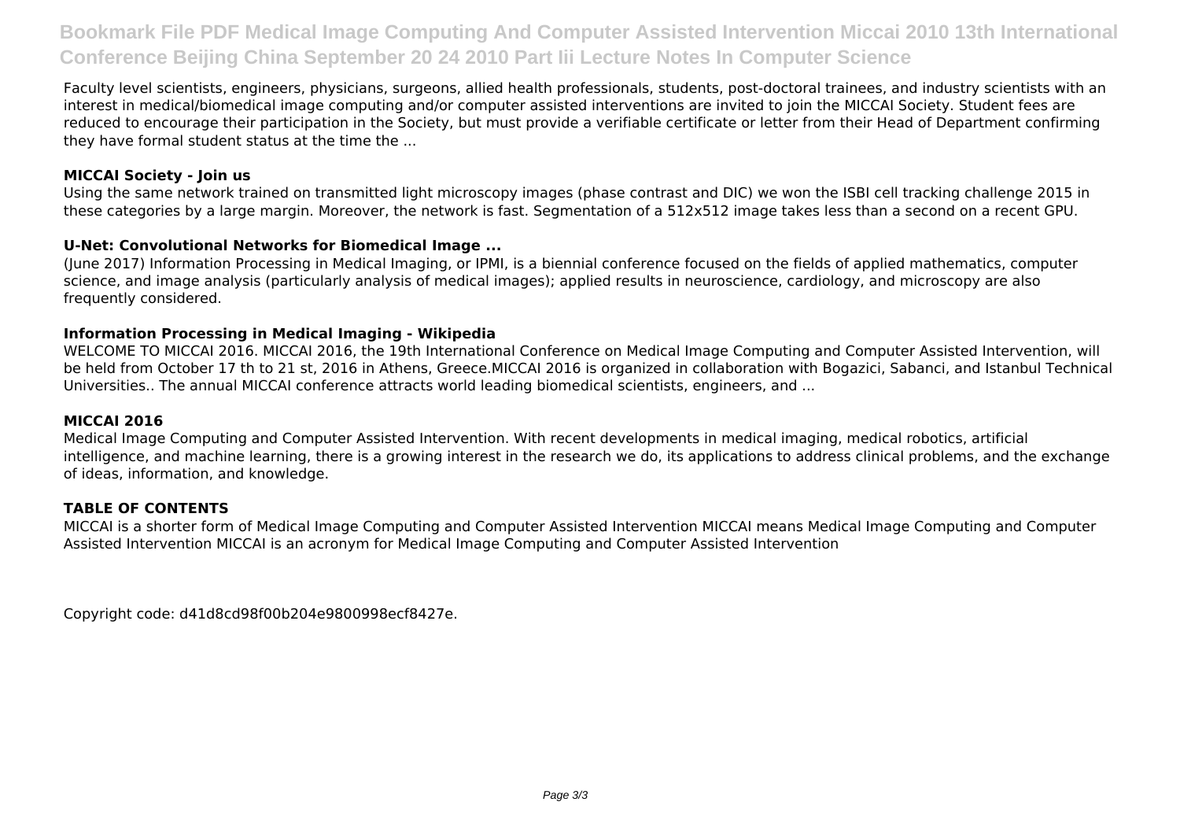Faculty level scientists, engineers, physicians, surgeons, allied health professionals, students, post-doctoral trainees, and industry scientists with an interest in medical/biomedical image computing and/or computer assisted interventions are invited to join the MICCAI Society. Student fees are reduced to encourage their participation in the Society, but must provide a verifiable certificate or letter from their Head of Department confirming they have formal student status at the time the ...

**MICCAI Society - Join us**

Using the same network trained on transmitted light microscopy images (phase contrast and DIC) we won the ISBI cell tracking challenge 2015 in these categories by a large margin. Moreover, the network is fast. Segmentation of a 512x512 image takes less than a second on a recent GPU.

**U-Net: Convolutional Networks for Biomedical Image ...**

(June 2017) Information Processing in Medical Imaging, or IPMI, is a biennial conference focused on the fields of applied mathematics, computer science, and image analysis (particularly analysis of medical images); applied results in neuroscience, cardiology, and microscopy are also frequently considered.

**Information Processing in Medical Imaging - Wikipedia**

WELCOME TO MICCAI 2016. MICCAI 2016, the 19th International Conference on Medical Image Computing and Computer Assisted Intervention, will be held from October 17 th to 21 st, 2016 in Athens, Greece.MICCAI 2016 is organized in collaboration with Bogazici, Sabanci, and Istanbul Technical Universities.. The annual MICCAI conference attracts world leading biomedical scientists, engineers, and ...

**MICCAI 2016**

Medical Image Computing and Computer Assisted Intervention. With recent developments in medical imaging, medical robotics, artificial intelligence, and machine learning, there is a growing interest in the research we do, its applications to address clinical problems, and the exchange of ideas, information, and knowledge.

**TABLE OF CONTENTS**

MICCAI is a shorter form of Medical Image Computing and Computer Assisted Intervention MICCAI means Medical Image Computing and Computer Assisted Intervention MICCAI is an acronym for Medical Image Computing and Computer Assisted Intervention

Copyright code: d41d8cd98f00b204e9800998ecf8427e.